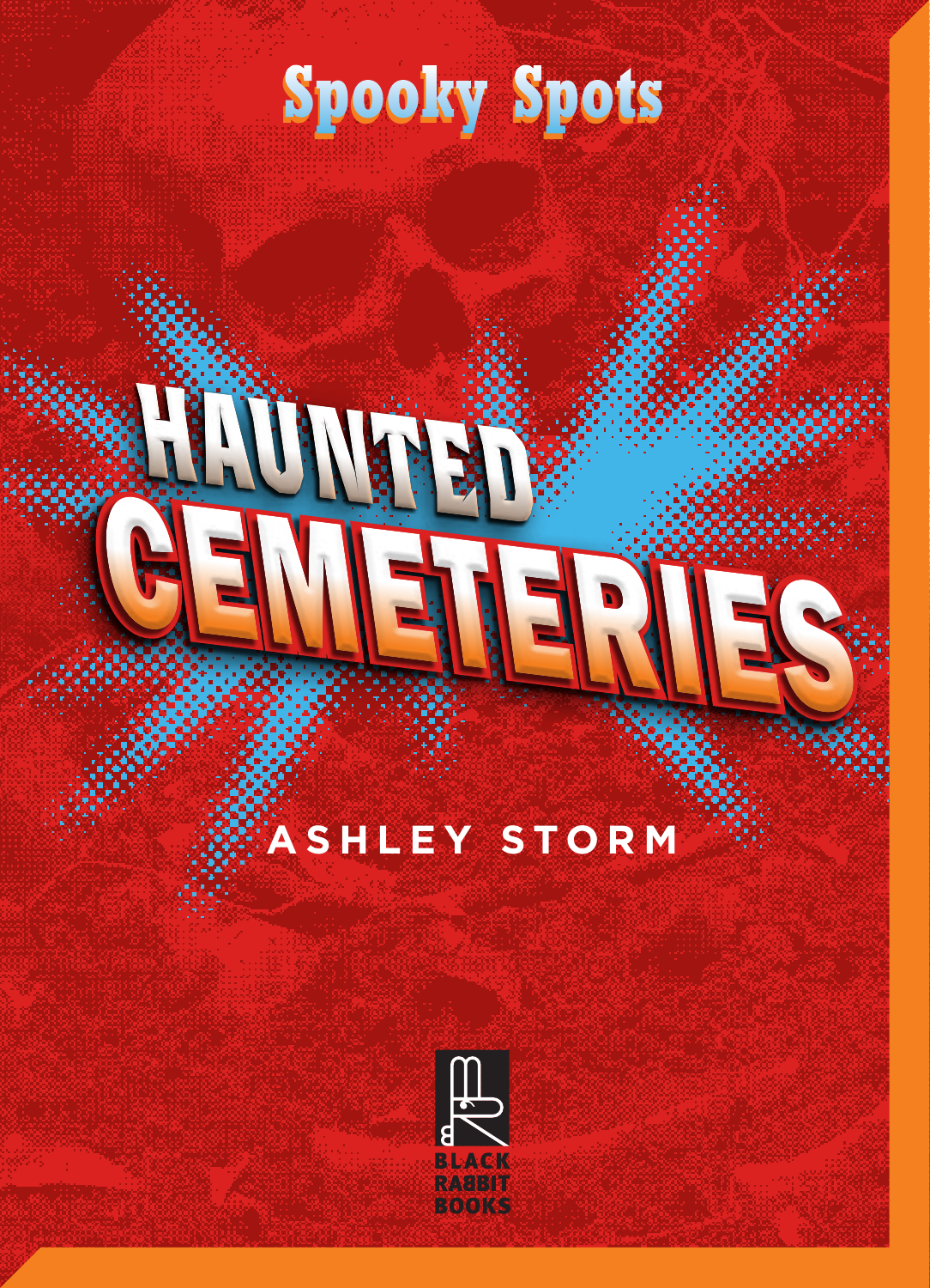Spooky Spots

# HAUNTED CEMETERIES

ASHLEY STORM

BLACK RABBIT BOOKS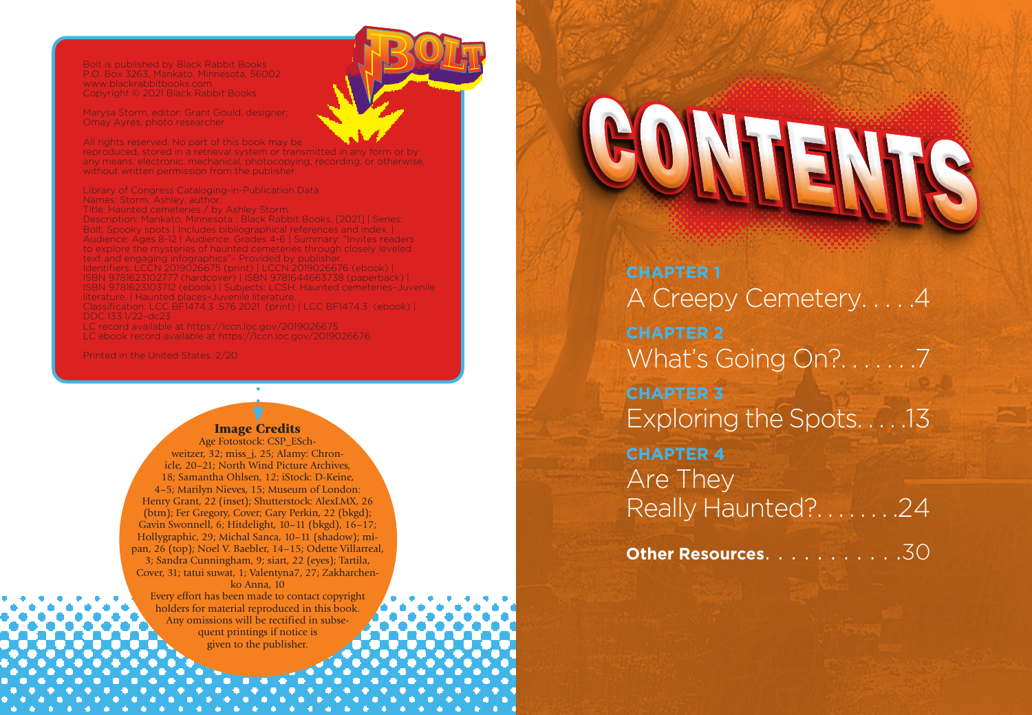Bolt is published by Black Rabbit Books
P.O. Box 3263, Mankato, Minnesota, 56002.
www.blackrabbitbooks.com
Copyright © 2021 Black Rabbit Books

Marysa Storm, editor; Grant Gould, designer;
Omay Ayres, photo researcher

All rights reserved. No part of this book may be reproduced, stored in a retrieval system or transmitted in any form or by any means, electronic, mechanical, photocopying, recording, or otherwise, without written permission from the publisher.

Library of Congress Cataloging-in-Publication Data
Names: Storm, Ashley, author.
Title: Haunted cemeteries / by Ashley Storm.
Description: Mankato, Minnesota : Black Rabbit Books, [2021] | Series: Bolt. Spooky spots | Includes bibliographical references and index. | Audience: Ages 8-12 | Audience: Grades 4-6 | Summary: "Invites readers to explore the mysteries of haunted cemeteries through closely leveled text and engaging infographics"– Provided by publisher.
Identifiers: LCCN 2019026675 (print) | LCCN 2019026676 (ebook) | ISBN 9781623102777 (hardcover) | ISBN 9781644663738 (paperback) | ISBN 9781623103712 (ebook) | Subjects: LCSH: Haunted cemeteries–Juvenile literature. | Haunted places–Juvenile literature.
Classification: LCC BF1474.3 .S76 2021 (print) | LCC BF1474.3 (ebook) | DDC 133.1/22–dc23
LC record available at https://lccn.loc.gov/2019026675
LC ebook record available at https://lccn.loc.gov/2019026676

Printed in the United States. 2/20

**Image Credits**

Age Fotostock: CSP_ESchweitzer, 32; miss_j, 25; Alamy: Chronicle, 20–21; North Wind Picture Archives, 18; Samantha Ohlsen, 12; iStock: D-Keine, 4–5; Marilyn Nieves, 15; Museum of London: Henry Grant, 22 (inset); Shutterstock: AlexLMX, 26 (btm); Fer Gregory, Cover; Gary Perkin, 22 (bkgd); Gavin Swonnell, 6; Hitdelight, 10–11 (bkgd), 16–17; Hollygraphic, 29; Michal Sanca, 10–11 (shadow); mipan, 26 (top); Noel V. Baebler, 14–15; Odette Villarreal, 3; Sandra Cunningham, 9; siart, 22 (eyes); Tartila, Cover, 31; tatui suwat, 1; Valentyna7, 27; Zakharchenko Anna, 10

Every effort has been made to contact copyright holders for material reproduced in this book. Any omissions will be rectified in subsequent printings if notice is given to the publisher.

# CONTENTS

**CHAPTER 1**
A Creepy Cemetery. . . . .4

**CHAPTER 2**
What's Going On?. . . . . . .7

**CHAPTER 3**
Exploring the Spots. . . . .13

**CHAPTER 4**
Are They Really Haunted?. . . . . . . .24

**Other Resources**. . . . . . . . . . .30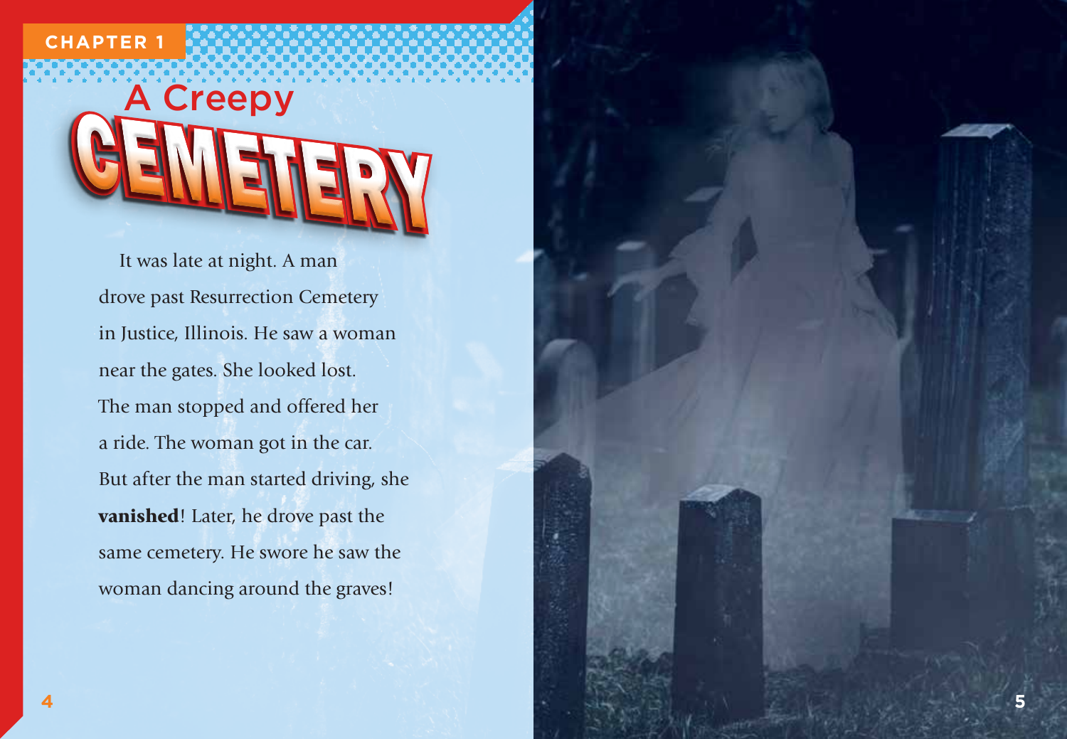CHAPTER 1

# A Creepy CEMETERY

It was late at night. A man drove past Resurrection Cemetery in Justice, Illinois. He saw a woman near the gates. She looked lost. The man stopped and offered her a ride. The woman got in the car. But after the man started driving, she **vanished**! Later, he drove past the same cemetery. He swore he saw the woman dancing around the graves!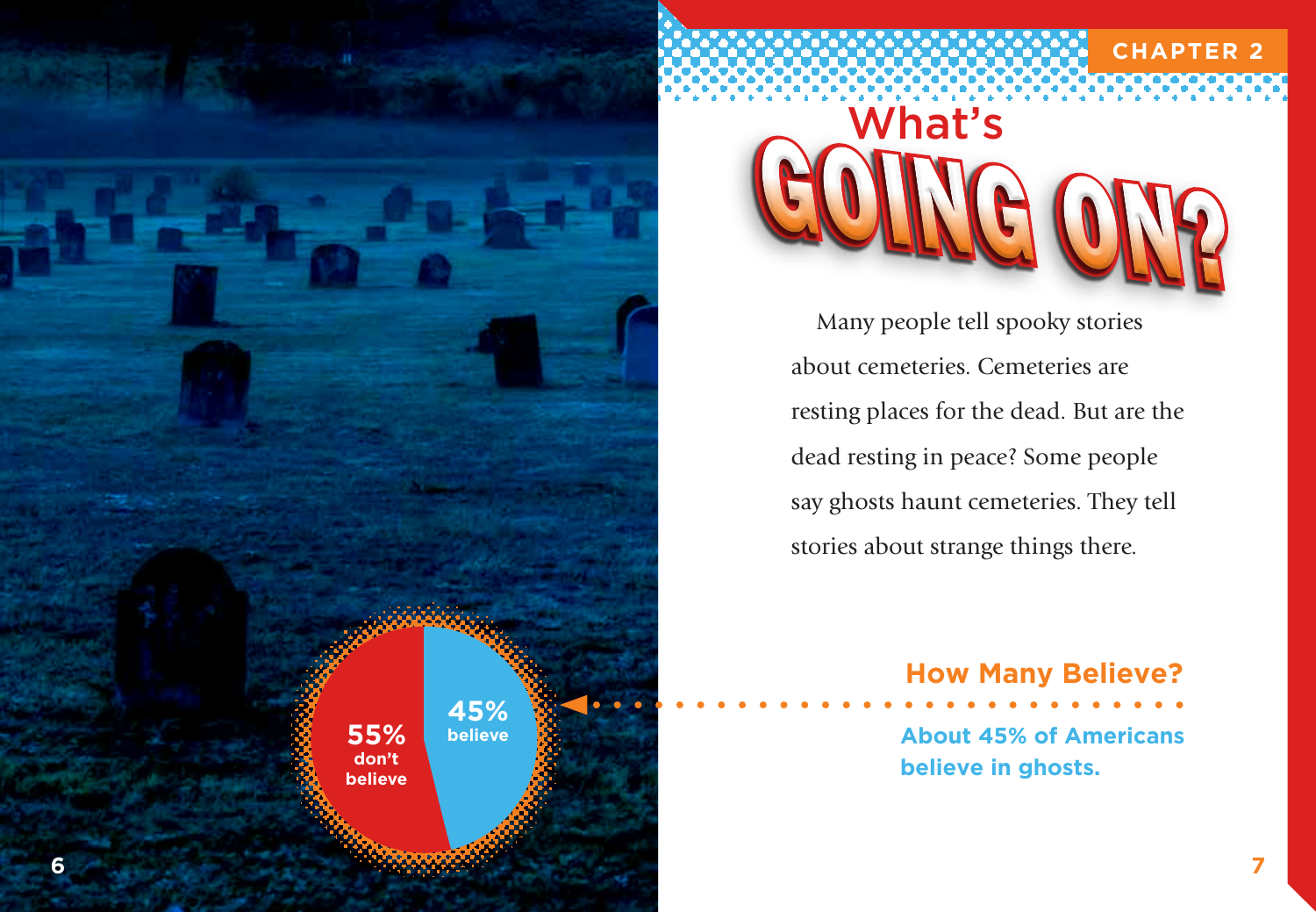CHAPTER 2

# What's GOING ON?

Many people tell spooky stories about cemeteries. Cemeteries are resting places for the dead. But are the dead resting in peace? Some people say ghosts haunt cemeteries. They tell stories about strange things there.

## How Many Believe?

**About 45% of Americans believe in ghosts.**

**55%** don't believe

**45%** believe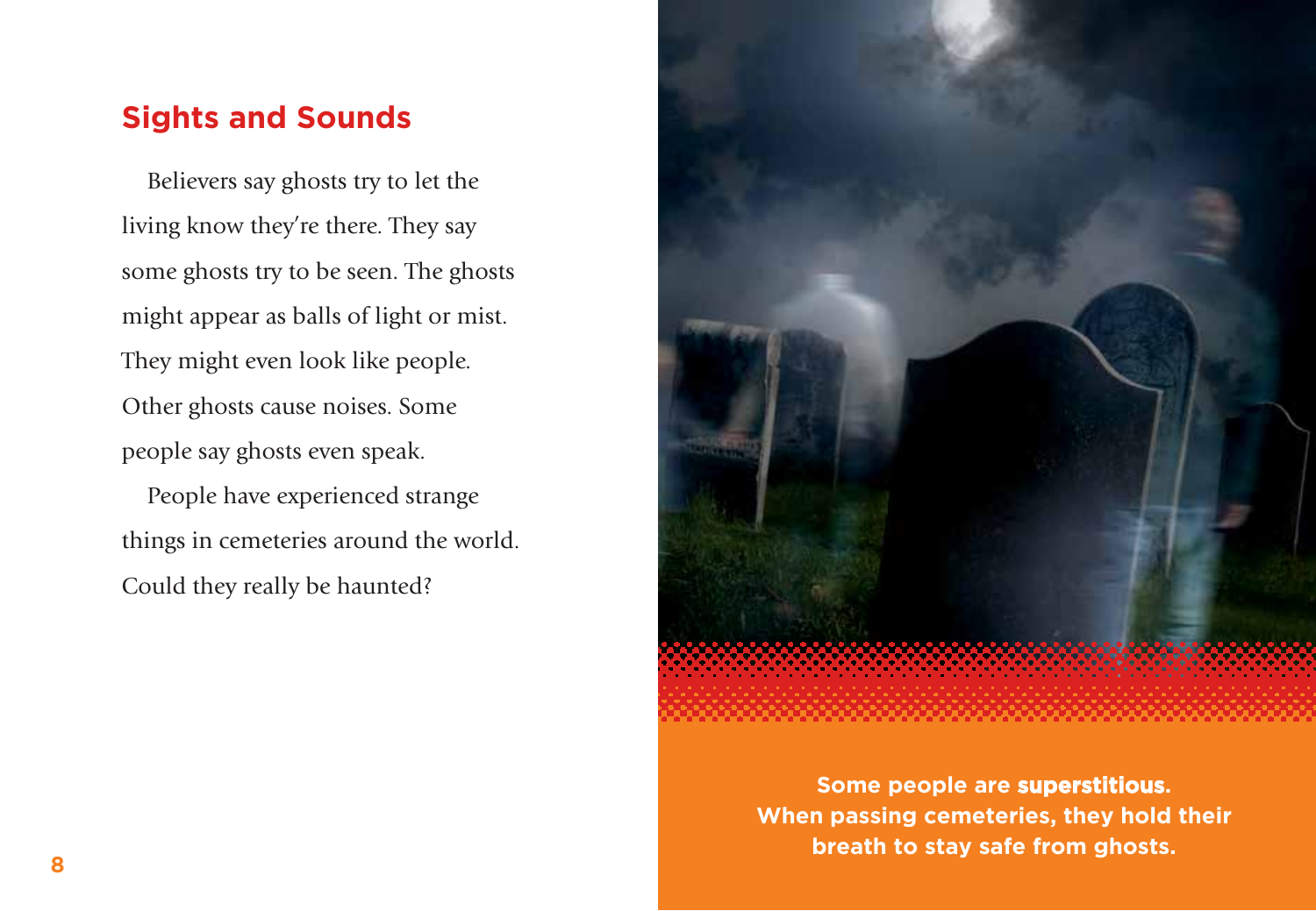## Sights and Sounds

Believers say ghosts try to let the living know they're there. They say some ghosts try to be seen. The ghosts might appear as balls of light or mist. They might even look like people. Other ghosts cause noises. Some people say ghosts even speak.

People have experienced strange things in cemeteries around the world. Could they really be haunted?

**Some people are superstitious. When passing cemeteries, they hold their breath to stay safe from ghosts.**